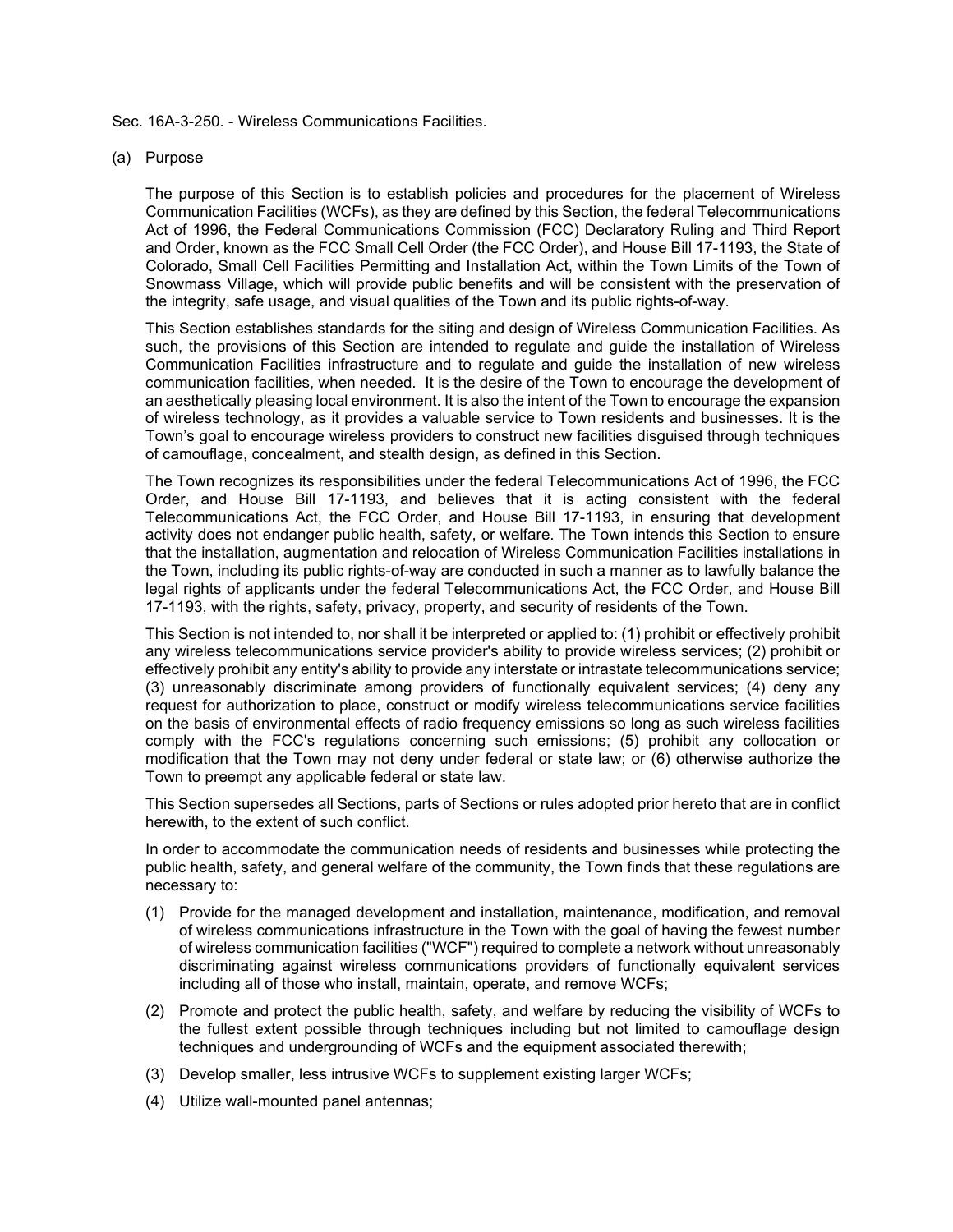Sec. 16A-3-250. - Wireless Communications Facilities.

(a) Purpose

The purpose of this Section is to establish policies and procedures for the placement of Wireless Communication Facilities (WCFs), as they are defined by this Section, the federal Telecommunications Act of 1996, the Federal Communications Commission (FCC) Declaratory Ruling and Third Report and Order, known as the FCC Small Cell Order (the FCC Order), and House Bill 17-1193, the State of Colorado, Small Cell Facilities Permitting and Installation Act, within the Town Limits of the Town of Snowmass Village, which will provide public benefits and will be consistent with the preservation of the integrity, safe usage, and visual qualities of the Town and its public rights-of-way.

This Section establishes standards for the siting and design of Wireless Communication Facilities. As such, the provisions of this Section are intended to regulate and guide the installation of Wireless Communication Facilities infrastructure and to regulate and guide the installation of new wireless communication facilities, when needed. It is the desire of the Town to encourage the development of an aesthetically pleasing local environment. It is also the intent of the Town to encourage the expansion of wireless technology, as it provides a valuable service to Town residents and businesses. It is the Town's goal to encourage wireless providers to construct new facilities disguised through techniques of camouflage, concealment, and stealth design, as defined in this Section.

The Town recognizes its responsibilities under the federal Telecommunications Act of 1996, the FCC Order, and House Bill 17-1193, and believes that it is acting consistent with the federal Telecommunications Act, the FCC Order, and House Bill 17-1193, in ensuring that development activity does not endanger public health, safety, or welfare. The Town intends this Section to ensure that the installation, augmentation and relocation of Wireless Communication Facilities installations in the Town, including its public rights-of-way are conducted in such a manner as to lawfully balance the legal rights of applicants under the federal Telecommunications Act, the FCC Order, and House Bill 17-1193, with the rights, safety, privacy, property, and security of residents of the Town.

This Section is not intended to, nor shall it be interpreted or applied to: (1) prohibit or effectively prohibit any wireless telecommunications service provider's ability to provide wireless services; (2) prohibit or effectively prohibit any entity's ability to provide any interstate or intrastate telecommunications service; (3) unreasonably discriminate among providers of functionally equivalent services; (4) deny any request for authorization to place, construct or modify wireless telecommunications service facilities on the basis of environmental effects of radio frequency emissions so long as such wireless facilities comply with the FCC's regulations concerning such emissions; (5) prohibit any collocation or modification that the Town may not deny under federal or state law; or (6) otherwise authorize the Town to preempt any applicable federal or state law.

This Section supersedes all Sections, parts of Sections or rules adopted prior hereto that are in conflict herewith, to the extent of such conflict.

In order to accommodate the communication needs of residents and businesses while protecting the public health, safety, and general welfare of the community, the Town finds that these regulations are necessary to:

(1) Provide for the managed development and installation, maintenance, modification, and removal of wireless communications infrastructure in the Town with the goal of having the fewest number of wireless communication facilities ("WCF") required to complete a network without unreasonably discriminating against wireless communications providers of functionally equivalent services including all of those who install, maintain, operate, and remove WCFs;

(2) Promote and protect the public health, safety, and welfare by reducing the visibility of WCFs to the fullest extent possible through techniques including but not limited to camouflage design techniques and undergrounding of WCFs and the equipment associated therewith;

(3) Develop smaller, less intrusive WCFs to supplement existing larger WCFs;

(4) Utilize wall-mounted panel antennas;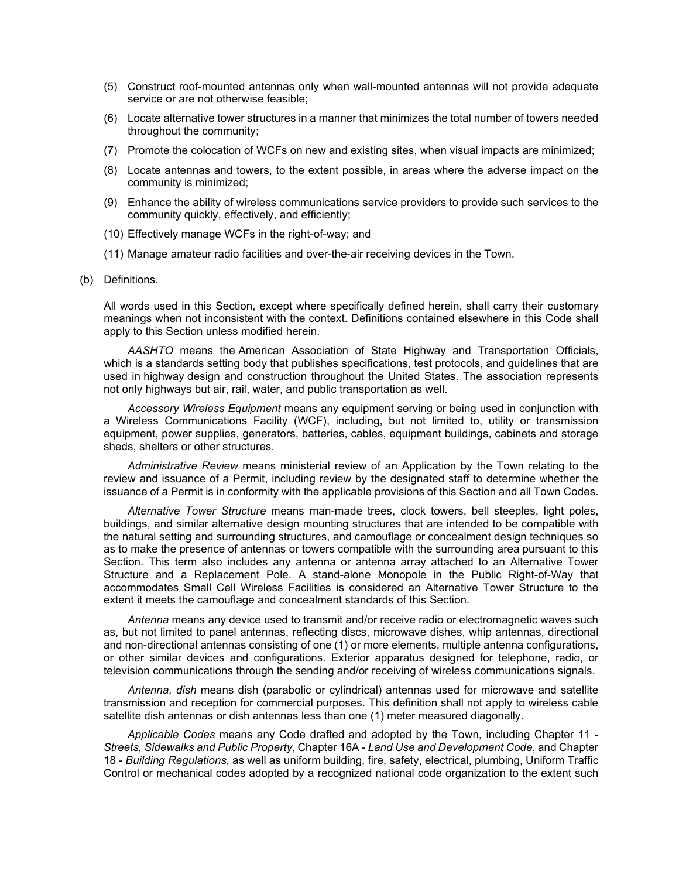(5) Construct roof-mounted antennas only when wall-mounted antennas will not provide adequate service or are not otherwise feasible;

(6) Locate alternative tower structures in a manner that minimizes the total number of towers needed throughout the community;

(7) Promote the colocation of WCFs on new and existing sites, when visual impacts are minimized;

(8) Locate antennas and towers, to the extent possible, in areas where the adverse impact on the community is minimized;

(9) Enhance the ability of wireless communications service providers to provide such services to the community quickly, effectively, and efficiently;

(10) Effectively manage WCFs in the right-of-way; and

(11) Manage amateur radio facilities and over-the-air receiving devices in the Town.

(b) Definitions.

All words used in this Section, except where specifically defined herein, shall carry their customary meanings when not inconsistent with the context. Definitions contained elsewhere in this Code shall apply to this Section unless modified herein.

*AASHTO* means the American Association of State Highway and Transportation Officials, which is a standards setting body that publishes specifications, test protocols, and guidelines that are used in highway design and construction throughout the United States. The association represents not only highways but air, rail, water, and public transportation as well.

*Accessory Wireless Equipment* means any equipment serving or being used in conjunction with a Wireless Communications Facility (WCF), including, but not limited to, utility or transmission equipment, power supplies, generators, batteries, cables, equipment buildings, cabinets and storage sheds, shelters or other structures.

*Administrative Review* means ministerial review of an Application by the Town relating to the review and issuance of a Permit, including review by the designated staff to determine whether the issuance of a Permit is in conformity with the applicable provisions of this Section and all Town Codes.

*Alternative Tower Structure* means man-made trees, clock towers, bell steeples, light poles, buildings, and similar alternative design mounting structures that are intended to be compatible with the natural setting and surrounding structures, and camouflage or concealment design techniques so as to make the presence of antennas or towers compatible with the surrounding area pursuant to this Section. This term also includes any antenna or antenna array attached to an Alternative Tower Structure and a Replacement Pole. A stand-alone Monopole in the Public Right-of-Way that accommodates Small Cell Wireless Facilities is considered an Alternative Tower Structure to the extent it meets the camouflage and concealment standards of this Section.

*Antenna* means any device used to transmit and/or receive radio or electromagnetic waves such as, but not limited to panel antennas, reflecting discs, microwave dishes, whip antennas, directional and non-directional antennas consisting of one (1) or more elements, multiple antenna configurations, or other similar devices and configurations. Exterior apparatus designed for telephone, radio, or television communications through the sending and/or receiving of wireless communications signals.

*Antenna, dish* means dish (parabolic or cylindrical) antennas used for microwave and satellite transmission and reception for commercial purposes. This definition shall not apply to wireless cable satellite dish antennas or dish antennas less than one (1) meter measured diagonally.

*Applicable Codes* means any Code drafted and adopted by the Town, including Chapter 11 - *Streets, Sidewalks and Public Property*, Chapter 16A - *Land Use and Development Code*, and Chapter 18 - *Building Regulations*, as well as uniform building, fire, safety, electrical, plumbing, Uniform Traffic Control or mechanical codes adopted by a recognized national code organization to the extent such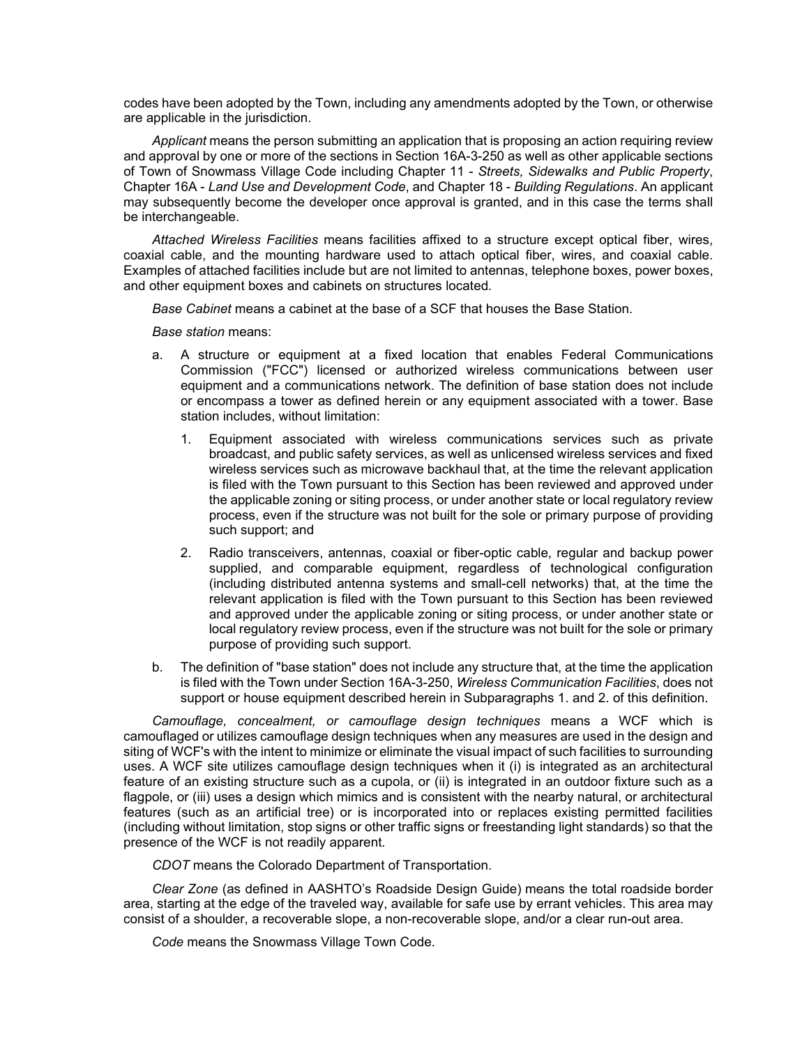codes have been adopted by the Town, including any amendments adopted by the Town, or otherwise are applicable in the jurisdiction.

*Applicant* means the person submitting an application that is proposing an action requiring review and approval by one or more of the sections in Section 16A-3-250 as well as other applicable sections of Town of Snowmass Village Code including Chapter 11 - *Streets, Sidewalks and Public Property*, Chapter 16A - *Land Use and Development Code*, and Chapter 18 - *Building Regulations*. An applicant may subsequently become the developer once approval is granted, and in this case the terms shall be interchangeable.

*Attached Wireless Facilities* means facilities affixed to a structure except optical fiber, wires, coaxial cable, and the mounting hardware used to attach optical fiber, wires, and coaxial cable. Examples of attached facilities include but are not limited to antennas, telephone boxes, power boxes, and other equipment boxes and cabinets on structures located.

*Base Cabinet* means a cabinet at the base of a SCF that houses the Base Station.

*Base station* means:

a. A structure or equipment at a fixed location that enables Federal Communications Commission ("FCC") licensed or authorized wireless communications between user equipment and a communications network. The definition of base station does not include or encompass a tower as defined herein or any equipment associated with a tower. Base station includes, without limitation:

   1. Equipment associated with wireless communications services such as private broadcast, and public safety services, as well as unlicensed wireless services and fixed wireless services such as microwave backhaul that, at the time the relevant application is filed with the Town pursuant to this Section has been reviewed and approved under the applicable zoning or siting process, or under another state or local regulatory review process, even if the structure was not built for the sole or primary purpose of providing such support; and

   2. Radio transceivers, antennas, coaxial or fiber-optic cable, regular and backup power supplied, and comparable equipment, regardless of technological configuration (including distributed antenna systems and small-cell networks) that, at the time the relevant application is filed with the Town pursuant to this Section has been reviewed and approved under the applicable zoning or siting process, or under another state or local regulatory review process, even if the structure was not built for the sole or primary purpose of providing such support.

b. The definition of "base station" does not include any structure that, at the time the application is filed with the Town under Section 16A-3-250, *Wireless Communication Facilities*, does not support or house equipment described herein in Subparagraphs 1. and 2. of this definition.

*Camouflage, concealment, or camouflage design techniques* means a WCF which is camouflaged or utilizes camouflage design techniques when any measures are used in the design and siting of WCF's with the intent to minimize or eliminate the visual impact of such facilities to surrounding uses. A WCF site utilizes camouflage design techniques when it (i) is integrated as an architectural feature of an existing structure such as a cupola, or (ii) is integrated in an outdoor fixture such as a flagpole, or (iii) uses a design which mimics and is consistent with the nearby natural, or architectural features (such as an artificial tree) or is incorporated into or replaces existing permitted facilities (including without limitation, stop signs or other traffic signs or freestanding light standards) so that the presence of the WCF is not readily apparent.

*CDOT* means the Colorado Department of Transportation.

*Clear Zone* (as defined in AASHTO's Roadside Design Guide) means the total roadside border area, starting at the edge of the traveled way, available for safe use by errant vehicles. This area may consist of a shoulder, a recoverable slope, a non-recoverable slope, and/or a clear run-out area.

*Code* means the Snowmass Village Town Code.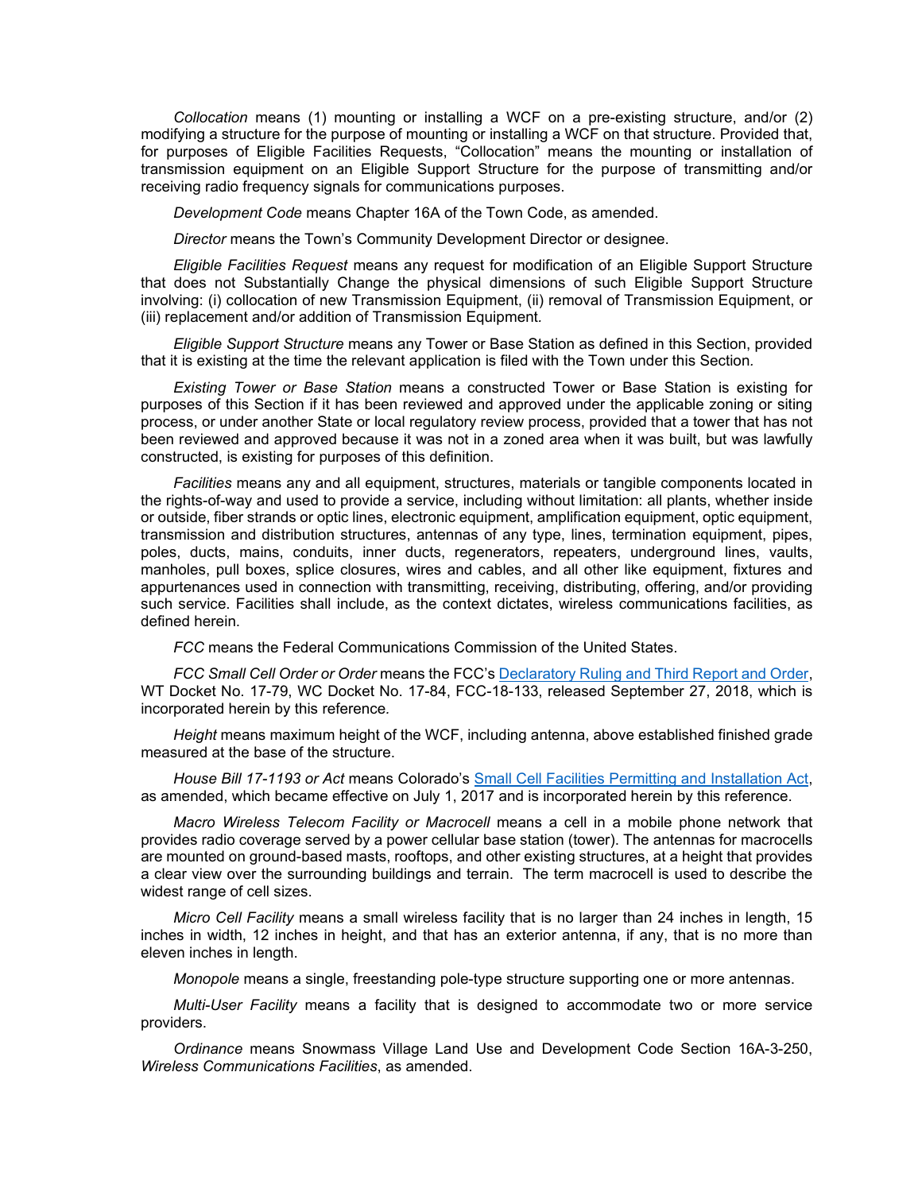*Collocation* means (1) mounting or installing a WCF on a pre-existing structure, and/or (2) modifying a structure for the purpose of mounting or installing a WCF on that structure. Provided that, for purposes of Eligible Facilities Requests, "Collocation" means the mounting or installation of transmission equipment on an Eligible Support Structure for the purpose of transmitting and/or receiving radio frequency signals for communications purposes.

*Development Code* means Chapter 16A of the Town Code, as amended.

*Director* means the Town's Community Development Director or designee.

*Eligible Facilities Request* means any request for modification of an Eligible Support Structure that does not Substantially Change the physical dimensions of such Eligible Support Structure involving: (i) collocation of new Transmission Equipment, (ii) removal of Transmission Equipment, or (iii) replacement and/or addition of Transmission Equipment.

*Eligible Support Structure* means any Tower or Base Station as defined in this Section, provided that it is existing at the time the relevant application is filed with the Town under this Section.

*Existing Tower or Base Station* means a constructed Tower or Base Station is existing for purposes of this Section if it has been reviewed and approved under the applicable zoning or siting process, or under another State or local regulatory review process, provided that a tower that has not been reviewed and approved because it was not in a zoned area when it was built, but was lawfully constructed, is existing for purposes of this definition.

*Facilities* means any and all equipment, structures, materials or tangible components located in the rights-of-way and used to provide a service, including without limitation: all plants, whether inside or outside, fiber strands or optic lines, electronic equipment, amplification equipment, optic equipment, transmission and distribution structures, antennas of any type, lines, termination equipment, pipes, poles, ducts, mains, conduits, inner ducts, regenerators, repeaters, underground lines, vaults, manholes, pull boxes, splice closures, wires and cables, and all other like equipment, fixtures and appurtenances used in connection with transmitting, receiving, distributing, offering, and/or providing such service. Facilities shall include, as the context dictates, wireless communications facilities, as defined herein.

*FCC* means the Federal Communications Commission of the United States.

*FCC Small Cell Order or Order* means the FCC's Declaratory Ruling and Third Report and Order, WT Docket No. 17-79, WC Docket No. 17-84, FCC-18-133, released September 27, 2018, which is incorporated herein by this reference.

*Height* means maximum height of the WCF, including antenna, above established finished grade measured at the base of the structure.

*House Bill 17-1193 or Act* means Colorado's Small Cell Facilities Permitting and Installation Act, as amended, which became effective on July 1, 2017 and is incorporated herein by this reference.

*Macro Wireless Telecom Facility or Macrocell* means a cell in a mobile phone network that provides radio coverage served by a power cellular base station (tower). The antennas for macrocells are mounted on ground-based masts, rooftops, and other existing structures, at a height that provides a clear view over the surrounding buildings and terrain. The term macrocell is used to describe the widest range of cell sizes.

*Micro Cell Facility* means a small wireless facility that is no larger than 24 inches in length, 15 inches in width, 12 inches in height, and that has an exterior antenna, if any, that is no more than eleven inches in length.

*Monopole* means a single, freestanding pole-type structure supporting one or more antennas.

*Multi-User Facility* means a facility that is designed to accommodate two or more service providers.

*Ordinance* means Snowmass Village Land Use and Development Code Section 16A-3-250, *Wireless Communications Facilities*, as amended.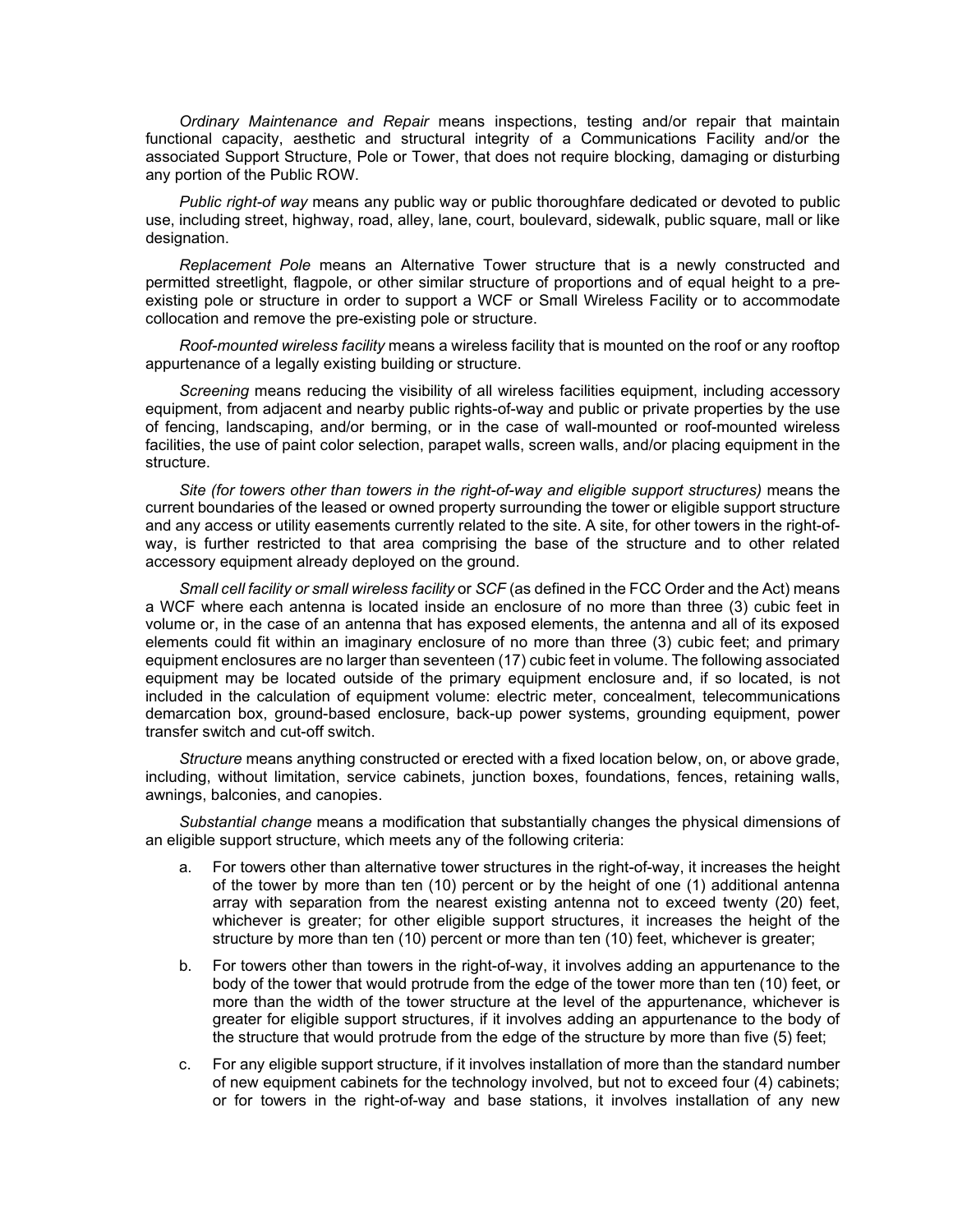*Ordinary Maintenance and Repair* means inspections, testing and/or repair that maintain functional capacity, aesthetic and structural integrity of a Communications Facility and/or the associated Support Structure, Pole or Tower, that does not require blocking, damaging or disturbing any portion of the Public ROW.

*Public right-of way* means any public way or public thoroughfare dedicated or devoted to public use, including street, highway, road, alley, lane, court, boulevard, sidewalk, public square, mall or like designation.

*Replacement Pole* means an Alternative Tower structure that is a newly constructed and permitted streetlight, flagpole, or other similar structure of proportions and of equal height to a pre-existing pole or structure in order to support a WCF or Small Wireless Facility or to accommodate collocation and remove the pre-existing pole or structure.

*Roof-mounted wireless facility* means a wireless facility that is mounted on the roof or any rooftop appurtenance of a legally existing building or structure.

*Screening* means reducing the visibility of all wireless facilities equipment, including accessory equipment, from adjacent and nearby public rights-of-way and public or private properties by the use of fencing, landscaping, and/or berming, or in the case of wall-mounted or roof-mounted wireless facilities, the use of paint color selection, parapet walls, screen walls, and/or placing equipment in the structure.

*Site (for towers other than towers in the right-of-way and eligible support structures)* means the current boundaries of the leased or owned property surrounding the tower or eligible support structure and any access or utility easements currently related to the site. A site, for other towers in the right-of-way, is further restricted to that area comprising the base of the structure and to other related accessory equipment already deployed on the ground.

*Small cell facility or small wireless facility* or *SCF* (as defined in the FCC Order and the Act) means a WCF where each antenna is located inside an enclosure of no more than three (3) cubic feet in volume or, in the case of an antenna that has exposed elements, the antenna and all of its exposed elements could fit within an imaginary enclosure of no more than three (3) cubic feet; and primary equipment enclosures are no larger than seventeen (17) cubic feet in volume. The following associated equipment may be located outside of the primary equipment enclosure and, if so located, is not included in the calculation of equipment volume: electric meter, concealment, telecommunications demarcation box, ground-based enclosure, back-up power systems, grounding equipment, power transfer switch and cut-off switch.

*Structure* means anything constructed or erected with a fixed location below, on, or above grade, including, without limitation, service cabinets, junction boxes, foundations, fences, retaining walls, awnings, balconies, and canopies.

*Substantial change* means a modification that substantially changes the physical dimensions of an eligible support structure, which meets any of the following criteria:

a. For towers other than alternative tower structures in the right-of-way, it increases the height of the tower by more than ten (10) percent or by the height of one (1) additional antenna array with separation from the nearest existing antenna not to exceed twenty (20) feet, whichever is greater; for other eligible support structures, it increases the height of the structure by more than ten (10) percent or more than ten (10) feet, whichever is greater;

b. For towers other than towers in the right-of-way, it involves adding an appurtenance to the body of the tower that would protrude from the edge of the tower more than ten (10) feet, or more than the width of the tower structure at the level of the appurtenance, whichever is greater for eligible support structures, if it involves adding an appurtenance to the body of the structure that would protrude from the edge of the structure by more than five (5) feet;

c. For any eligible support structure, if it involves installation of more than the standard number of new equipment cabinets for the technology involved, but not to exceed four (4) cabinets; or for towers in the right-of-way and base stations, it involves installation of any new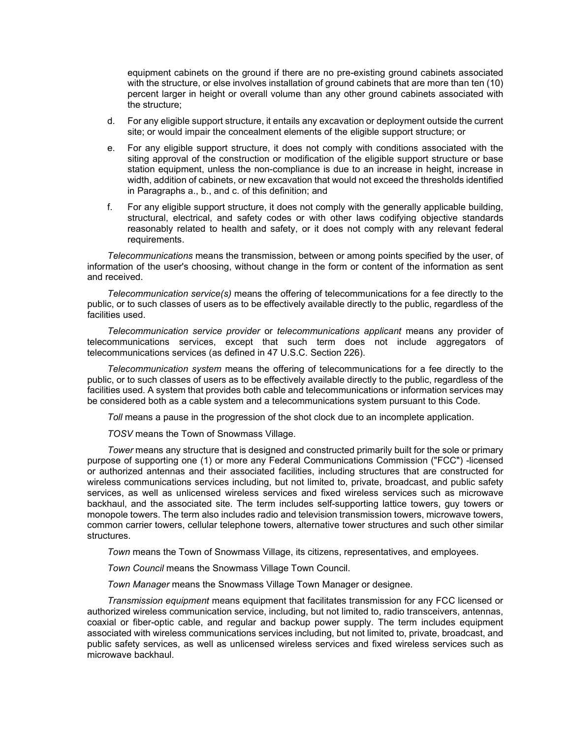equipment cabinets on the ground if there are no pre-existing ground cabinets associated with the structure, or else involves installation of ground cabinets that are more than ten (10) percent larger in height or overall volume than any other ground cabinets associated with the structure;

d. For any eligible support structure, it entails any excavation or deployment outside the current site; or would impair the concealment elements of the eligible support structure; or

e. For any eligible support structure, it does not comply with conditions associated with the siting approval of the construction or modification of the eligible support structure or base station equipment, unless the non-compliance is due to an increase in height, increase in width, addition of cabinets, or new excavation that would not exceed the thresholds identified in Paragraphs a., b., and c. of this definition; and

f. For any eligible support structure, it does not comply with the generally applicable building, structural, electrical, and safety codes or with other laws codifying objective standards reasonably related to health and safety, or it does not comply with any relevant federal requirements.

*Telecommunications* means the transmission, between or among points specified by the user, of information of the user's choosing, without change in the form or content of the information as sent and received.

*Telecommunication service(s)* means the offering of telecommunications for a fee directly to the public, or to such classes of users as to be effectively available directly to the public, regardless of the facilities used.

*Telecommunication service provider* or *telecommunications applicant* means any provider of telecommunications services, except that such term does not include aggregators of telecommunications services (as defined in 47 U.S.C. Section 226).

*Telecommunication system* means the offering of telecommunications for a fee directly to the public, or to such classes of users as to be effectively available directly to the public, regardless of the facilities used. A system that provides both cable and telecommunications or information services may be considered both as a cable system and a telecommunications system pursuant to this Code.

*Toll* means a pause in the progression of the shot clock due to an incomplete application.

*TOSV* means the Town of Snowmass Village.

*Tower* means any structure that is designed and constructed primarily built for the sole or primary purpose of supporting one (1) or more any Federal Communications Commission ("FCC") -licensed or authorized antennas and their associated facilities, including structures that are constructed for wireless communications services including, but not limited to, private, broadcast, and public safety services, as well as unlicensed wireless services and fixed wireless services such as microwave backhaul, and the associated site. The term includes self-supporting lattice towers, guy towers or monopole towers. The term also includes radio and television transmission towers, microwave towers, common carrier towers, cellular telephone towers, alternative tower structures and such other similar structures.

*Town* means the Town of Snowmass Village, its citizens, representatives, and employees.

*Town Council* means the Snowmass Village Town Council.

*Town Manager* means the Snowmass Village Town Manager or designee.

*Transmission equipment* means equipment that facilitates transmission for any FCC licensed or authorized wireless communication service, including, but not limited to, radio transceivers, antennas, coaxial or fiber-optic cable, and regular and backup power supply. The term includes equipment associated with wireless communications services including, but not limited to, private, broadcast, and public safety services, as well as unlicensed wireless services and fixed wireless services such as microwave backhaul.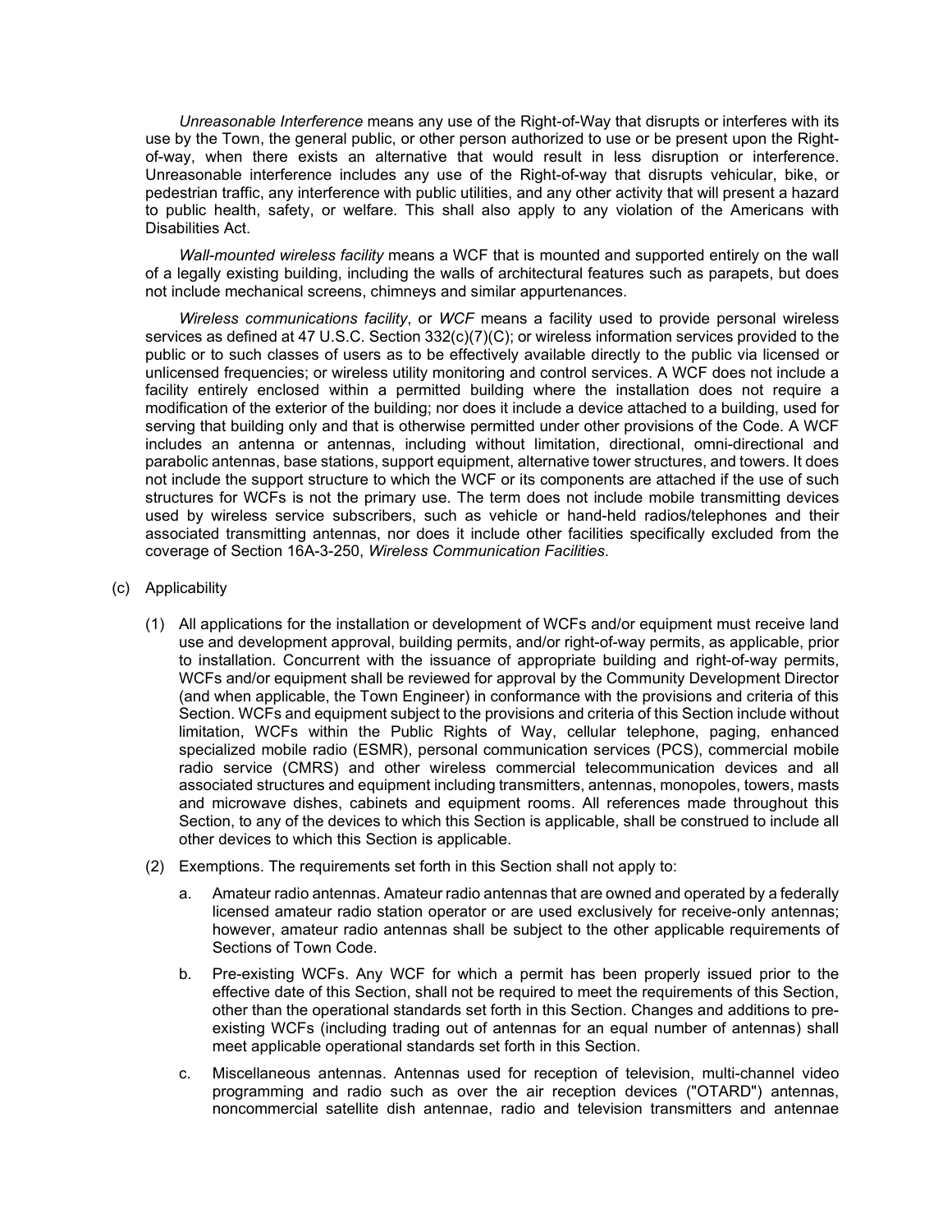*Unreasonable Interference* means any use of the Right-of-Way that disrupts or interferes with its use by the Town, the general public, or other person authorized to use or be present upon the Right-of-way, when there exists an alternative that would result in less disruption or interference. Unreasonable interference includes any use of the Right-of-way that disrupts vehicular, bike, or pedestrian traffic, any interference with public utilities, and any other activity that will present a hazard to public health, safety, or welfare. This shall also apply to any violation of the Americans with Disabilities Act.

*Wall-mounted wireless facility* means a WCF that is mounted and supported entirely on the wall of a legally existing building, including the walls of architectural features such as parapets, but does not include mechanical screens, chimneys and similar appurtenances.

*Wireless communications facility*, or *WCF* means a facility used to provide personal wireless services as defined at 47 U.S.C. Section 332(c)(7)(C); or wireless information services provided to the public or to such classes of users as to be effectively available directly to the public via licensed or unlicensed frequencies; or wireless utility monitoring and control services. A WCF does not include a facility entirely enclosed within a permitted building where the installation does not require a modification of the exterior of the building; nor does it include a device attached to a building, used for serving that building only and that is otherwise permitted under other provisions of the Code. A WCF includes an antenna or antennas, including without limitation, directional, omni-directional and parabolic antennas, base stations, support equipment, alternative tower structures, and towers. It does not include the support structure to which the WCF or its components are attached if the use of such structures for WCFs is not the primary use. The term does not include mobile transmitting devices used by wireless service subscribers, such as vehicle or hand-held radios/telephones and their associated transmitting antennas, nor does it include other facilities specifically excluded from the coverage of Section 16A-3-250, *Wireless Communication Facilities*.

(c) Applicability

(1) All applications for the installation or development of WCFs and/or equipment must receive land use and development approval, building permits, and/or right-of-way permits, as applicable, prior to installation. Concurrent with the issuance of appropriate building and right-of-way permits, WCFs and/or equipment shall be reviewed for approval by the Community Development Director (and when applicable, the Town Engineer) in conformance with the provisions and criteria of this Section. WCFs and equipment subject to the provisions and criteria of this Section include without limitation, WCFs within the Public Rights of Way, cellular telephone, paging, enhanced specialized mobile radio (ESMR), personal communication services (PCS), commercial mobile radio service (CMRS) and other wireless commercial telecommunication devices and all associated structures and equipment including transmitters, antennas, monopoles, towers, masts and microwave dishes, cabinets and equipment rooms. All references made throughout this Section, to any of the devices to which this Section is applicable, shall be construed to include all other devices to which this Section is applicable.

(2) Exemptions. The requirements set forth in this Section shall not apply to:

a. Amateur radio antennas. Amateur radio antennas that are owned and operated by a federally licensed amateur radio station operator or are used exclusively for receive-only antennas; however, amateur radio antennas shall be subject to the other applicable requirements of Sections of Town Code.

b. Pre-existing WCFs. Any WCF for which a permit has been properly issued prior to the effective date of this Section, shall not be required to meet the requirements of this Section, other than the operational standards set forth in this Section. Changes and additions to pre-existing WCFs (including trading out of antennas for an equal number of antennas) shall meet applicable operational standards set forth in this Section.

c. Miscellaneous antennas. Antennas used for reception of television, multi-channel video programming and radio such as over the air reception devices ("OTARD") antennas, noncommercial satellite dish antennae, radio and television transmitters and antennae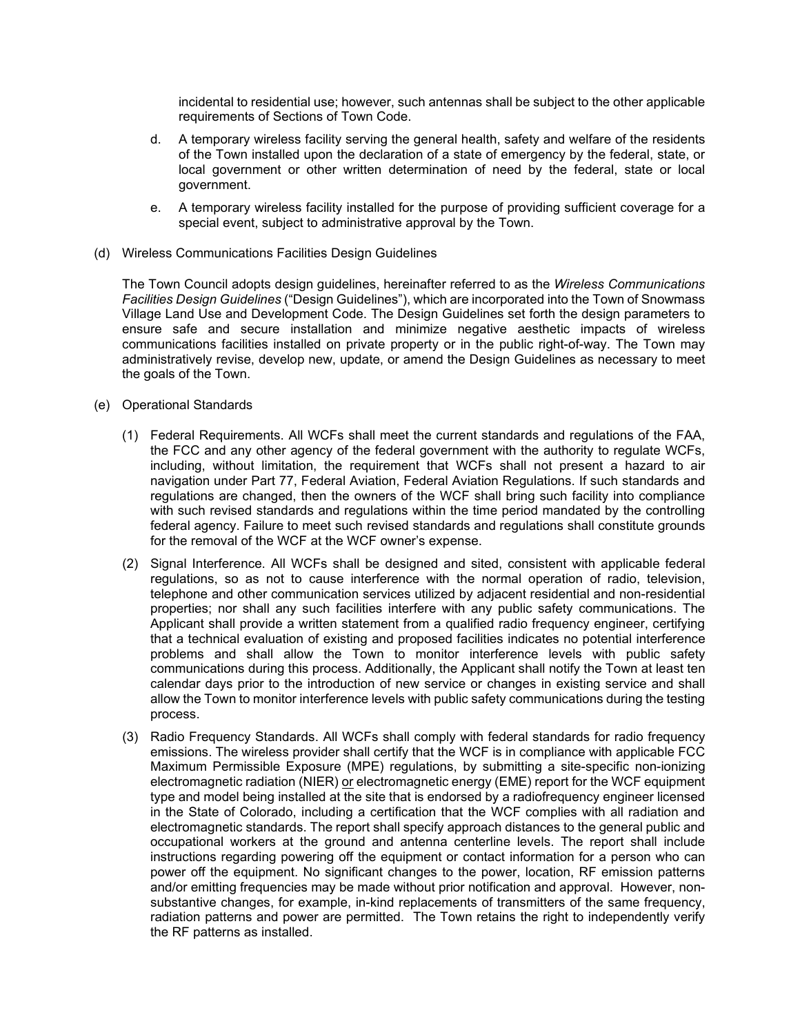incidental to residential use; however, such antennas shall be subject to the other applicable requirements of Sections of Town Code.

d. A temporary wireless facility serving the general health, safety and welfare of the residents of the Town installed upon the declaration of a state of emergency by the federal, state, or local government or other written determination of need by the federal, state or local government.

e. A temporary wireless facility installed for the purpose of providing sufficient coverage for a special event, subject to administrative approval by the Town.

(d) Wireless Communications Facilities Design Guidelines

The Town Council adopts design guidelines, hereinafter referred to as the *Wireless Communications Facilities Design Guidelines* ("Design Guidelines"), which are incorporated into the Town of Snowmass Village Land Use and Development Code. The Design Guidelines set forth the design parameters to ensure safe and secure installation and minimize negative aesthetic impacts of wireless communications facilities installed on private property or in the public right-of-way. The Town may administratively revise, develop new, update, or amend the Design Guidelines as necessary to meet the goals of the Town.

(e) Operational Standards

(1) Federal Requirements. All WCFs shall meet the current standards and regulations of the FAA, the FCC and any other agency of the federal government with the authority to regulate WCFs, including, without limitation, the requirement that WCFs shall not present a hazard to air navigation under Part 77, Federal Aviation, Federal Aviation Regulations. If such standards and regulations are changed, then the owners of the WCF shall bring such facility into compliance with such revised standards and regulations within the time period mandated by the controlling federal agency. Failure to meet such revised standards and regulations shall constitute grounds for the removal of the WCF at the WCF owner's expense.

(2) Signal Interference. All WCFs shall be designed and sited, consistent with applicable federal regulations, so as not to cause interference with the normal operation of radio, television, telephone and other communication services utilized by adjacent residential and non-residential properties; nor shall any such facilities interfere with any public safety communications. The Applicant shall provide a written statement from a qualified radio frequency engineer, certifying that a technical evaluation of existing and proposed facilities indicates no potential interference problems and shall allow the Town to monitor interference levels with public safety communications during this process. Additionally, the Applicant shall notify the Town at least ten calendar days prior to the introduction of new service or changes in existing service and shall allow the Town to monitor interference levels with public safety communications during the testing process.

(3) Radio Frequency Standards. All WCFs shall comply with federal standards for radio frequency emissions. The wireless provider shall certify that the WCF is in compliance with applicable FCC Maximum Permissible Exposure (MPE) regulations, by submitting a site-specific non-ionizing electromagnetic radiation (NIER) <u>or</u> electromagnetic energy (EME) report for the WCF equipment type and model being installed at the site that is endorsed by a radiofrequency engineer licensed in the State of Colorado, including a certification that the WCF complies with all radiation and electromagnetic standards. The report shall specify approach distances to the general public and occupational workers at the ground and antenna centerline levels. The report shall include instructions regarding powering off the equipment or contact information for a person who can power off the equipment. No significant changes to the power, location, RF emission patterns and/or emitting frequencies may be made without prior notification and approval. However, non-substantive changes, for example, in-kind replacements of transmitters of the same frequency, radiation patterns and power are permitted. The Town retains the right to independently verify the RF patterns as installed.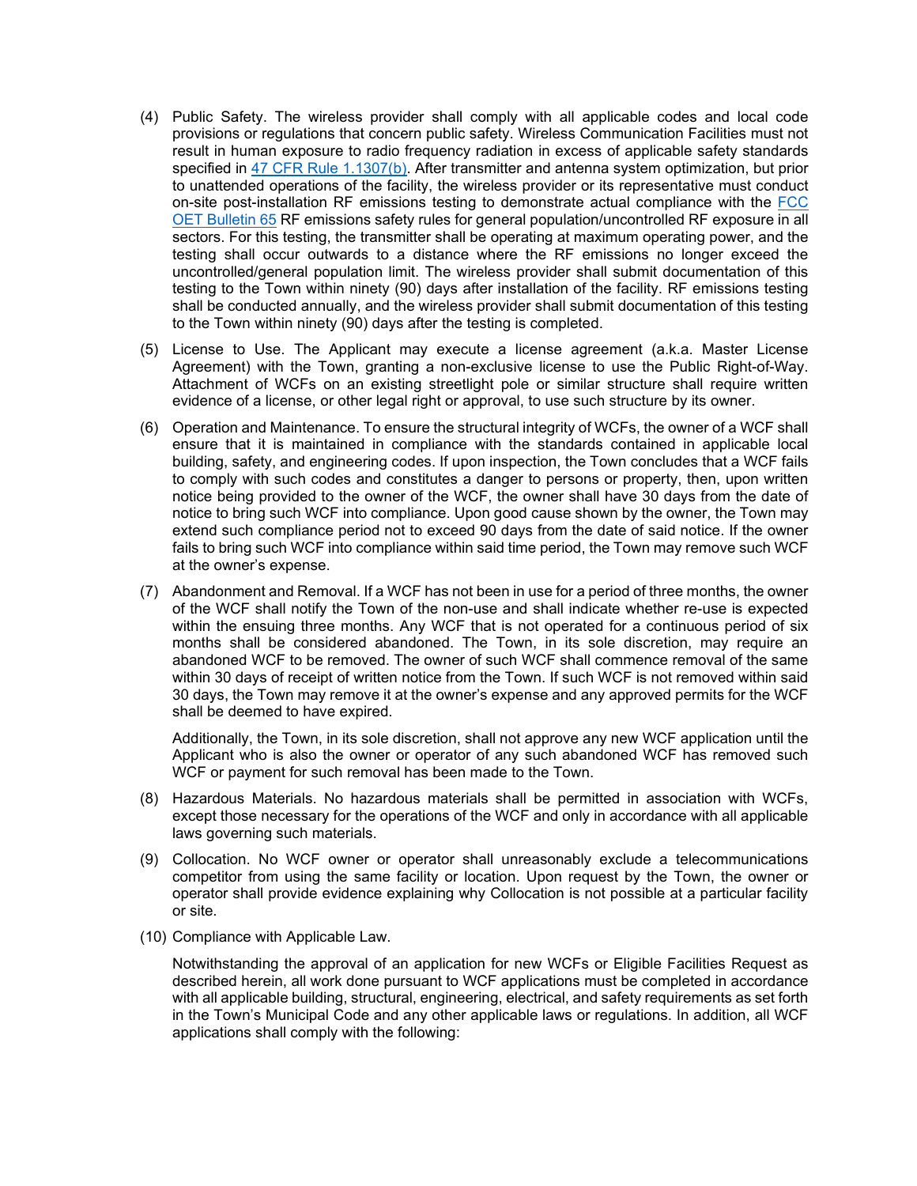(4) Public Safety. The wireless provider shall comply with all applicable codes and local code provisions or regulations that concern public safety. Wireless Communication Facilities must not result in human exposure to radio frequency radiation in excess of applicable safety standards specified in [47 CFR Rule 1.1307(b)](). After transmitter and antenna system optimization, but prior to unattended operations of the facility, the wireless provider or its representative must conduct on-site post-installation RF emissions testing to demonstrate actual compliance with the [FCC OET Bulletin 65]() RF emissions safety rules for general population/uncontrolled RF exposure in all sectors. For this testing, the transmitter shall be operating at maximum operating power, and the testing shall occur outwards to a distance where the RF emissions no longer exceed the uncontrolled/general population limit. The wireless provider shall submit documentation of this testing to the Town within ninety (90) days after installation of the facility. RF emissions testing shall be conducted annually, and the wireless provider shall submit documentation of this testing to the Town within ninety (90) days after the testing is completed.

(5) License to Use. The Applicant may execute a license agreement (a.k.a. Master License Agreement) with the Town, granting a non-exclusive license to use the Public Right-of-Way. Attachment of WCFs on an existing streetlight pole or similar structure shall require written evidence of a license, or other legal right or approval, to use such structure by its owner.

(6) Operation and Maintenance. To ensure the structural integrity of WCFs, the owner of a WCF shall ensure that it is maintained in compliance with the standards contained in applicable local building, safety, and engineering codes. If upon inspection, the Town concludes that a WCF fails to comply with such codes and constitutes a danger to persons or property, then, upon written notice being provided to the owner of the WCF, the owner shall have 30 days from the date of notice to bring such WCF into compliance. Upon good cause shown by the owner, the Town may extend such compliance period not to exceed 90 days from the date of said notice. If the owner fails to bring such WCF into compliance within said time period, the Town may remove such WCF at the owner's expense.

(7) Abandonment and Removal. If a WCF has not been in use for a period of three months, the owner of the WCF shall notify the Town of the non-use and shall indicate whether re-use is expected within the ensuing three months. Any WCF that is not operated for a continuous period of six months shall be considered abandoned. The Town, in its sole discretion, may require an abandoned WCF to be removed. The owner of such WCF shall commence removal of the same within 30 days of receipt of written notice from the Town. If such WCF is not removed within said 30 days, the Town may remove it at the owner's expense and any approved permits for the WCF shall be deemed to have expired.

    Additionally, the Town, in its sole discretion, shall not approve any new WCF application until the Applicant who is also the owner or operator of any such abandoned WCF has removed such WCF or payment for such removal has been made to the Town.

(8) Hazardous Materials. No hazardous materials shall be permitted in association with WCFs, except those necessary for the operations of the WCF and only in accordance with all applicable laws governing such materials.

(9) Collocation. No WCF owner or operator shall unreasonably exclude a telecommunications competitor from using the same facility or location. Upon request by the Town, the owner or operator shall provide evidence explaining why Collocation is not possible at a particular facility or site.

(10) Compliance with Applicable Law.

    Notwithstanding the approval of an application for new WCFs or Eligible Facilities Request as described herein, all work done pursuant to WCF applications must be completed in accordance with all applicable building, structural, engineering, electrical, and safety requirements as set forth in the Town's Municipal Code and any other applicable laws or regulations. In addition, all WCF applications shall comply with the following: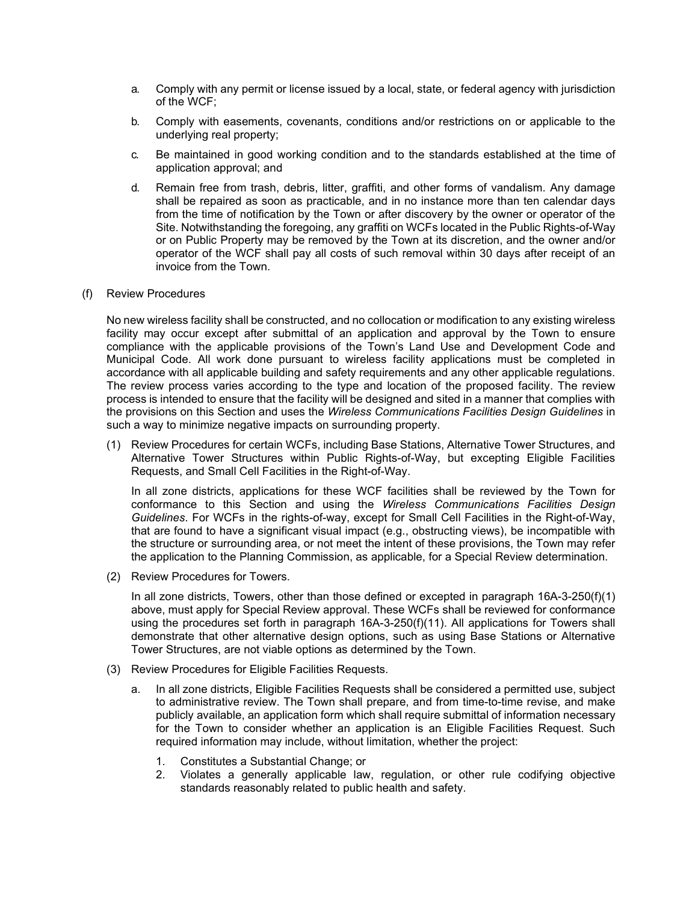a. Comply with any permit or license issued by a local, state, or federal agency with jurisdiction of the WCF;

b. Comply with easements, covenants, conditions and/or restrictions on or applicable to the underlying real property;

c. Be maintained in good working condition and to the standards established at the time of application approval; and

d. Remain free from trash, debris, litter, graffiti, and other forms of vandalism. Any damage shall be repaired as soon as practicable, and in no instance more than ten calendar days from the time of notification by the Town or after discovery by the owner or operator of the Site. Notwithstanding the foregoing, any graffiti on WCFs located in the Public Rights-of-Way or on Public Property may be removed by the Town at its discretion, and the owner and/or operator of the WCF shall pay all costs of such removal within 30 days after receipt of an invoice from the Town.

(f) Review Procedures

No new wireless facility shall be constructed, and no collocation or modification to any existing wireless facility may occur except after submittal of an application and approval by the Town to ensure compliance with the applicable provisions of the Town's Land Use and Development Code and Municipal Code. All work done pursuant to wireless facility applications must be completed in accordance with all applicable building and safety requirements and any other applicable regulations. The review process varies according to the type and location of the proposed facility. The review process is intended to ensure that the facility will be designed and sited in a manner that complies with the provisions on this Section and uses the *Wireless Communications Facilities Design Guidelines* in such a way to minimize negative impacts on surrounding property.

(1) Review Procedures for certain WCFs, including Base Stations, Alternative Tower Structures, and Alternative Tower Structures within Public Rights-of-Way, but excepting Eligible Facilities Requests, and Small Cell Facilities in the Right-of-Way.

In all zone districts, applications for these WCF facilities shall be reviewed by the Town for conformance to this Section and using the *Wireless Communications Facilities Design Guidelines*. For WCFs in the rights-of-way, except for Small Cell Facilities in the Right-of-Way, that are found to have a significant visual impact (e.g., obstructing views), be incompatible with the structure or surrounding area, or not meet the intent of these provisions, the Town may refer the application to the Planning Commission, as applicable, for a Special Review determination.

(2) Review Procedures for Towers.

In all zone districts, Towers, other than those defined or excepted in paragraph 16A-3-250(f)(1) above, must apply for Special Review approval. These WCFs shall be reviewed for conformance using the procedures set forth in paragraph 16A-3-250(f)(11). All applications for Towers shall demonstrate that other alternative design options, such as using Base Stations or Alternative Tower Structures, are not viable options as determined by the Town.

(3) Review Procedures for Eligible Facilities Requests.

a. In all zone districts, Eligible Facilities Requests shall be considered a permitted use, subject to administrative review. The Town shall prepare, and from time-to-time revise, and make publicly available, an application form which shall require submittal of information necessary for the Town to consider whether an application is an Eligible Facilities Request. Such required information may include, without limitation, whether the project:

1. Constitutes a Substantial Change; or
2. Violates a generally applicable law, regulation, or other rule codifying objective standards reasonably related to public health and safety.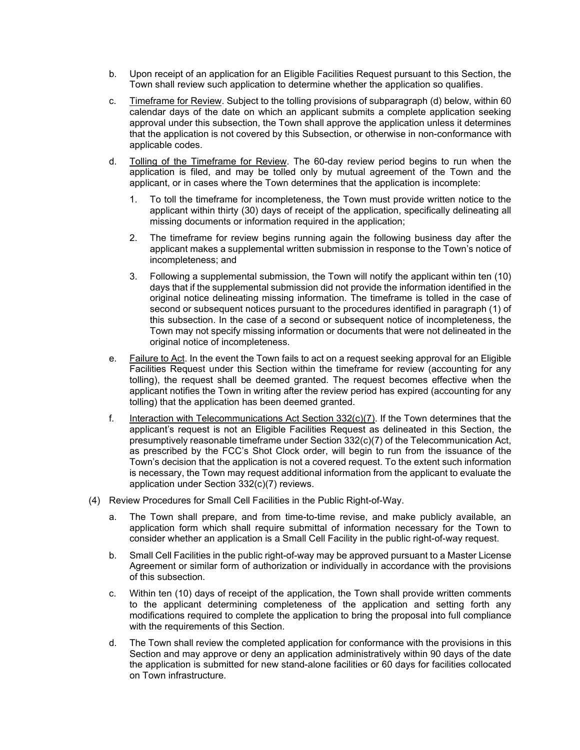b. Upon receipt of an application for an Eligible Facilities Request pursuant to this Section, the Town shall review such application to determine whether the application so qualifies.

c. <u>Timeframe for Review</u>. Subject to the tolling provisions of subparagraph (d) below, within 60 calendar days of the date on which an applicant submits a complete application seeking approval under this subsection, the Town shall approve the application unless it determines that the application is not covered by this Subsection, or otherwise in non-conformance with applicable codes.

d. <u>Tolling of the Timeframe for Review</u>. The 60-day review period begins to run when the application is filed, and may be tolled only by mutual agreement of the Town and the applicant, or in cases where the Town determines that the application is incomplete:

   1. To toll the timeframe for incompleteness, the Town must provide written notice to the applicant within thirty (30) days of receipt of the application, specifically delineating all missing documents or information required in the application;

   2. The timeframe for review begins running again the following business day after the applicant makes a supplemental written submission in response to the Town's notice of incompleteness; and

   3. Following a supplemental submission, the Town will notify the applicant within ten (10) days that if the supplemental submission did not provide the information identified in the original notice delineating missing information. The timeframe is tolled in the case of second or subsequent notices pursuant to the procedures identified in paragraph (1) of this subsection. In the case of a second or subsequent notice of incompleteness, the Town may not specify missing information or documents that were not delineated in the original notice of incompleteness.

e. <u>Failure to Act</u>. In the event the Town fails to act on a request seeking approval for an Eligible Facilities Request under this Section within the timeframe for review (accounting for any tolling), the request shall be deemed granted. The request becomes effective when the applicant notifies the Town in writing after the review period has expired (accounting for any tolling) that the application has been deemed granted.

f. <u>Interaction with Telecommunications Act Section 332(c)(7)</u>. If the Town determines that the applicant's request is not an Eligible Facilities Request as delineated in this Section, the presumptively reasonable timeframe under Section 332(c)(7) of the Telecommunication Act, as prescribed by the FCC's Shot Clock order, will begin to run from the issuance of the Town's decision that the application is not a covered request. To the extent such information is necessary, the Town may request additional information from the applicant to evaluate the application under Section 332(c)(7) reviews.

(4) Review Procedures for Small Cell Facilities in the Public Right-of-Way.

a. The Town shall prepare, and from time-to-time revise, and make publicly available, an application form which shall require submittal of information necessary for the Town to consider whether an application is a Small Cell Facility in the public right-of-way request.

b. Small Cell Facilities in the public right-of-way may be approved pursuant to a Master License Agreement or similar form of authorization or individually in accordance with the provisions of this subsection.

c. Within ten (10) days of receipt of the application, the Town shall provide written comments to the applicant determining completeness of the application and setting forth any modifications required to complete the application to bring the proposal into full compliance with the requirements of this Section.

d. The Town shall review the completed application for conformance with the provisions in this Section and may approve or deny an application administratively within 90 days of the date the application is submitted for new stand-alone facilities or 60 days for facilities collocated on Town infrastructure.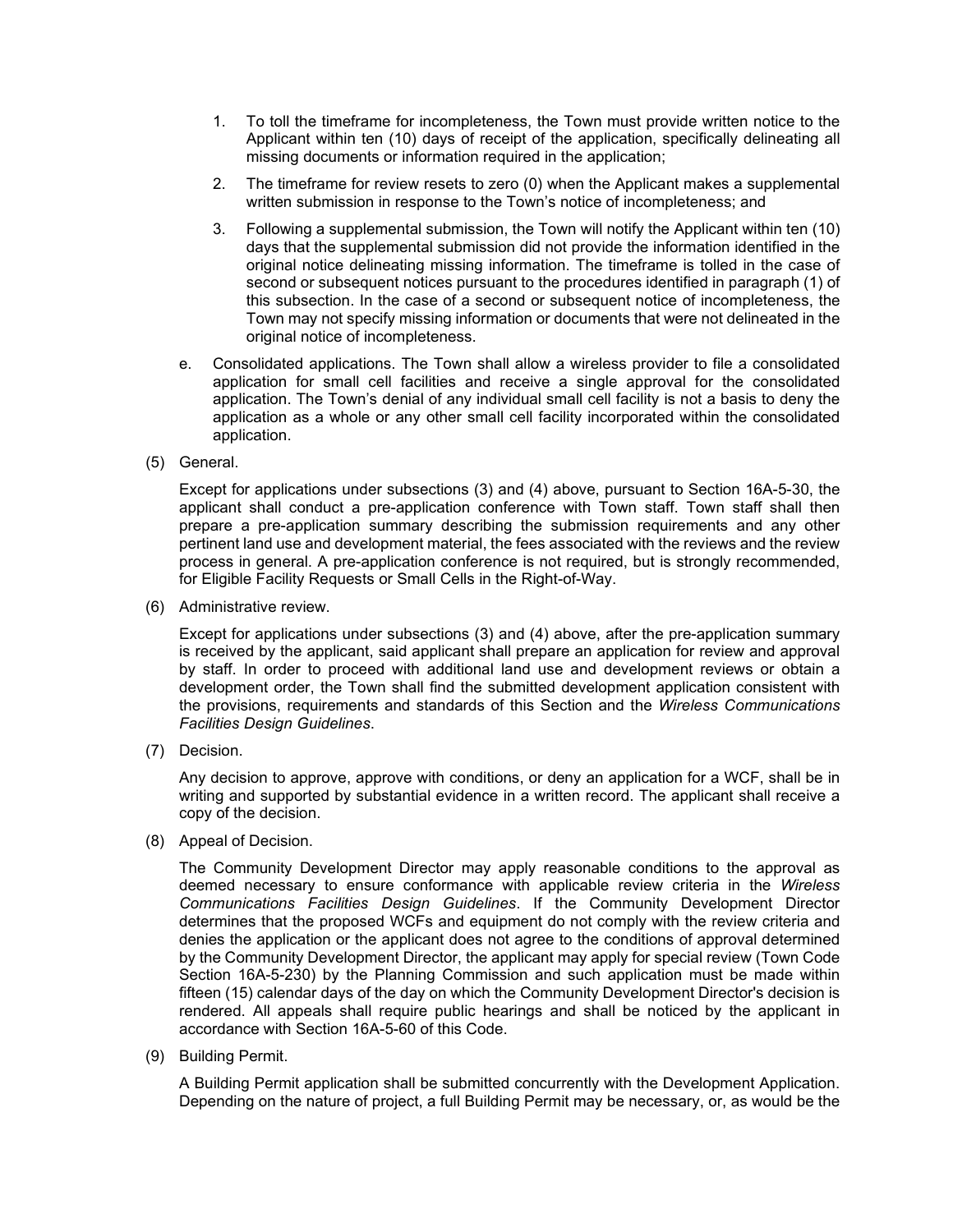1. To toll the timeframe for incompleteness, the Town must provide written notice to the Applicant within ten (10) days of receipt of the application, specifically delineating all missing documents or information required in the application;

2. The timeframe for review resets to zero (0) when the Applicant makes a supplemental written submission in response to the Town's notice of incompleteness; and

3. Following a supplemental submission, the Town will notify the Applicant within ten (10) days that the supplemental submission did not provide the information identified in the original notice delineating missing information. The timeframe is tolled in the case of second or subsequent notices pursuant to the procedures identified in paragraph (1) of this subsection. In the case of a second or subsequent notice of incompleteness, the Town may not specify missing information or documents that were not delineated in the original notice of incompleteness.

e. Consolidated applications. The Town shall allow a wireless provider to file a consolidated application for small cell facilities and receive a single approval for the consolidated application. The Town's denial of any individual small cell facility is not a basis to deny the application as a whole or any other small cell facility incorporated within the consolidated application.

(5) General.

Except for applications under subsections (3) and (4) above, pursuant to Section 16A-5-30, the applicant shall conduct a pre-application conference with Town staff. Town staff shall then prepare a pre-application summary describing the submission requirements and any other pertinent land use and development material, the fees associated with the reviews and the review process in general. A pre-application conference is not required, but is strongly recommended, for Eligible Facility Requests or Small Cells in the Right-of-Way.

(6) Administrative review.

Except for applications under subsections (3) and (4) above, after the pre-application summary is received by the applicant, said applicant shall prepare an application for review and approval by staff. In order to proceed with additional land use and development reviews or obtain a development order, the Town shall find the submitted development application consistent with the provisions, requirements and standards of this Section and the *Wireless Communications Facilities Design Guidelines*.

(7) Decision.

Any decision to approve, approve with conditions, or deny an application for a WCF, shall be in writing and supported by substantial evidence in a written record. The applicant shall receive a copy of the decision.

(8) Appeal of Decision.

The Community Development Director may apply reasonable conditions to the approval as deemed necessary to ensure conformance with applicable review criteria in the *Wireless Communications Facilities Design Guidelines*. If the Community Development Director determines that the proposed WCFs and equipment do not comply with the review criteria and denies the application or the applicant does not agree to the conditions of approval determined by the Community Development Director, the applicant may apply for special review (Town Code Section 16A-5-230) by the Planning Commission and such application must be made within fifteen (15) calendar days of the day on which the Community Development Director's decision is rendered. All appeals shall require public hearings and shall be noticed by the applicant in accordance with Section 16A-5-60 of this Code.

(9) Building Permit.

A Building Permit application shall be submitted concurrently with the Development Application. Depending on the nature of project, a full Building Permit may be necessary, or, as would be the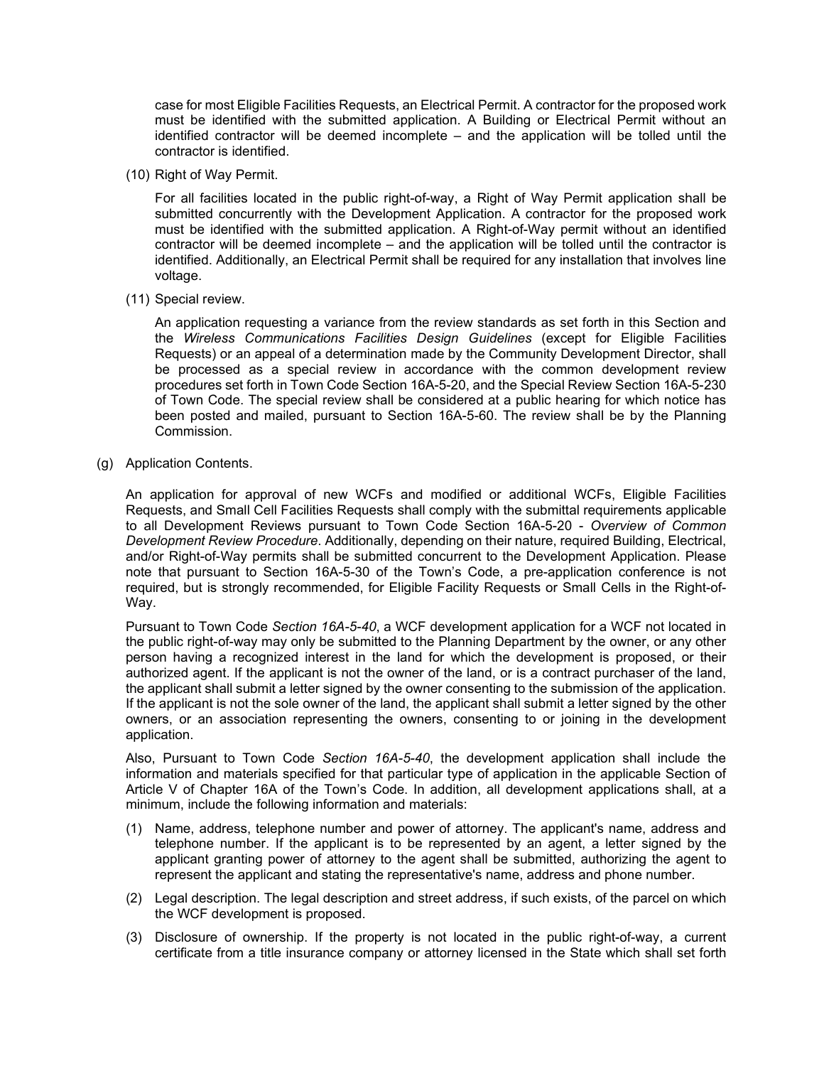case for most Eligible Facilities Requests, an Electrical Permit. A contractor for the proposed work must be identified with the submitted application. A Building or Electrical Permit without an identified contractor will be deemed incomplete – and the application will be tolled until the contractor is identified.

(10) Right of Way Permit.

For all facilities located in the public right-of-way, a Right of Way Permit application shall be submitted concurrently with the Development Application. A contractor for the proposed work must be identified with the submitted application. A Right-of-Way permit without an identified contractor will be deemed incomplete – and the application will be tolled until the contractor is identified. Additionally, an Electrical Permit shall be required for any installation that involves line voltage.

(11) Special review.

An application requesting a variance from the review standards as set forth in this Section and the *Wireless Communications Facilities Design Guidelines* (except for Eligible Facilities Requests) or an appeal of a determination made by the Community Development Director, shall be processed as a special review in accordance with the common development review procedures set forth in Town Code Section 16A-5-20, and the Special Review Section 16A-5-230 of Town Code. The special review shall be considered at a public hearing for which notice has been posted and mailed, pursuant to Section 16A-5-60. The review shall be by the Planning Commission.

(g) Application Contents.

An application for approval of new WCFs and modified or additional WCFs, Eligible Facilities Requests, and Small Cell Facilities Requests shall comply with the submittal requirements applicable to all Development Reviews pursuant to Town Code Section 16A-5-20 - *Overview of Common Development Review Procedure*. Additionally, depending on their nature, required Building, Electrical, and/or Right-of-Way permits shall be submitted concurrent to the Development Application. Please note that pursuant to Section 16A-5-30 of the Town's Code, a pre-application conference is not required, but is strongly recommended, for Eligible Facility Requests or Small Cells in the Right-of-Way.

Pursuant to Town Code *Section 16A-5-40*, a WCF development application for a WCF not located in the public right-of-way may only be submitted to the Planning Department by the owner, or any other person having a recognized interest in the land for which the development is proposed, or their authorized agent. If the applicant is not the owner of the land, or is a contract purchaser of the land, the applicant shall submit a letter signed by the owner consenting to the submission of the application. If the applicant is not the sole owner of the land, the applicant shall submit a letter signed by the other owners, or an association representing the owners, consenting to or joining in the development application.

Also, Pursuant to Town Code *Section 16A-5-40*, the development application shall include the information and materials specified for that particular type of application in the applicable Section of Article V of Chapter 16A of the Town's Code. In addition, all development applications shall, at a minimum, include the following information and materials:

(1) Name, address, telephone number and power of attorney. The applicant's name, address and telephone number. If the applicant is to be represented by an agent, a letter signed by the applicant granting power of attorney to the agent shall be submitted, authorizing the agent to represent the applicant and stating the representative's name, address and phone number.

(2) Legal description. The legal description and street address, if such exists, of the parcel on which the WCF development is proposed.

(3) Disclosure of ownership. If the property is not located in the public right-of-way, a current certificate from a title insurance company or attorney licensed in the State which shall set forth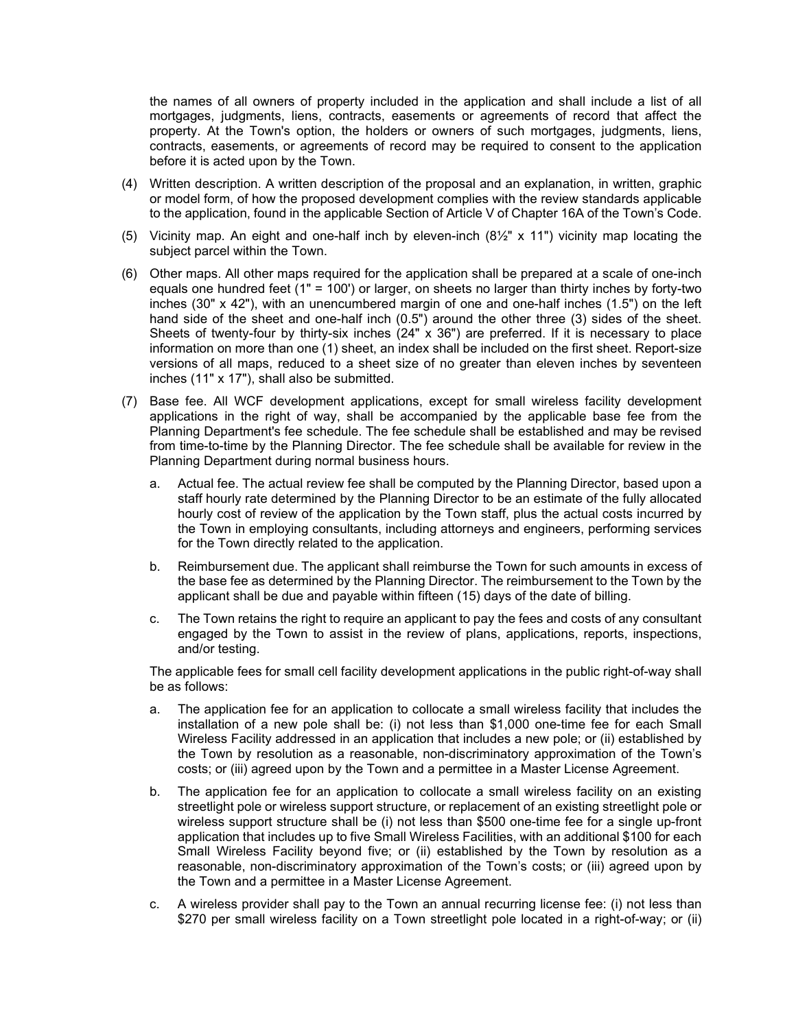the names of all owners of property included in the application and shall include a list of all mortgages, judgments, liens, contracts, easements or agreements of record that affect the property. At the Town's option, the holders or owners of such mortgages, judgments, liens, contracts, easements, or agreements of record may be required to consent to the application before it is acted upon by the Town.

(4) Written description. A written description of the proposal and an explanation, in written, graphic or model form, of how the proposed development complies with the review standards applicable to the application, found in the applicable Section of Article V of Chapter 16A of the Town's Code.

(5) Vicinity map. An eight and one-half inch by eleven-inch (8½" x 11") vicinity map locating the subject parcel within the Town.

(6) Other maps. All other maps required for the application shall be prepared at a scale of one-inch equals one hundred feet (1" = 100') or larger, on sheets no larger than thirty inches by forty-two inches (30" x 42"), with an unencumbered margin of one and one-half inches (1.5") on the left hand side of the sheet and one-half inch (0.5") around the other three (3) sides of the sheet. Sheets of twenty-four by thirty-six inches (24" x 36") are preferred. If it is necessary to place information on more than one (1) sheet, an index shall be included on the first sheet. Report-size versions of all maps, reduced to a sheet size of no greater than eleven inches by seventeen inches (11" x 17"), shall also be submitted.

(7) Base fee. All WCF development applications, except for small wireless facility development applications in the right of way, shall be accompanied by the applicable base fee from the Planning Department's fee schedule. The fee schedule shall be established and may be revised from time-to-time by the Planning Director. The fee schedule shall be available for review in the Planning Department during normal business hours.

   a. Actual fee. The actual review fee shall be computed by the Planning Director, based upon a staff hourly rate determined by the Planning Director to be an estimate of the fully allocated hourly cost of review of the application by the Town staff, plus the actual costs incurred by the Town in employing consultants, including attorneys and engineers, performing services for the Town directly related to the application.

   b. Reimbursement due. The applicant shall reimburse the Town for such amounts in excess of the base fee as determined by the Planning Director. The reimbursement to the Town by the applicant shall be due and payable within fifteen (15) days of the date of billing.

   c. The Town retains the right to require an applicant to pay the fees and costs of any consultant engaged by the Town to assist in the review of plans, applications, reports, inspections, and/or testing.

   The applicable fees for small cell facility development applications in the public right-of-way shall be as follows:

   a. The application fee for an application to collocate a small wireless facility that includes the installation of a new pole shall be: (i) not less than $1,000 one-time fee for each Small Wireless Facility addressed in an application that includes a new pole; or (ii) established by the Town by resolution as a reasonable, non-discriminatory approximation of the Town's costs; or (iii) agreed upon by the Town and a permittee in a Master License Agreement.

   b. The application fee for an application to collocate a small wireless facility on an existing streetlight pole or wireless support structure, or replacement of an existing streetlight pole or wireless support structure shall be (i) not less than $500 one-time fee for a single up-front application that includes up to five Small Wireless Facilities, with an additional $100 for each Small Wireless Facility beyond five; or (ii) established by the Town by resolution as a reasonable, non-discriminatory approximation of the Town's costs; or (iii) agreed upon by the Town and a permittee in a Master License Agreement.

   c. A wireless provider shall pay to the Town an annual recurring license fee: (i) not less than $270 per small wireless facility on a Town streetlight pole located in a right-of-way; or (ii)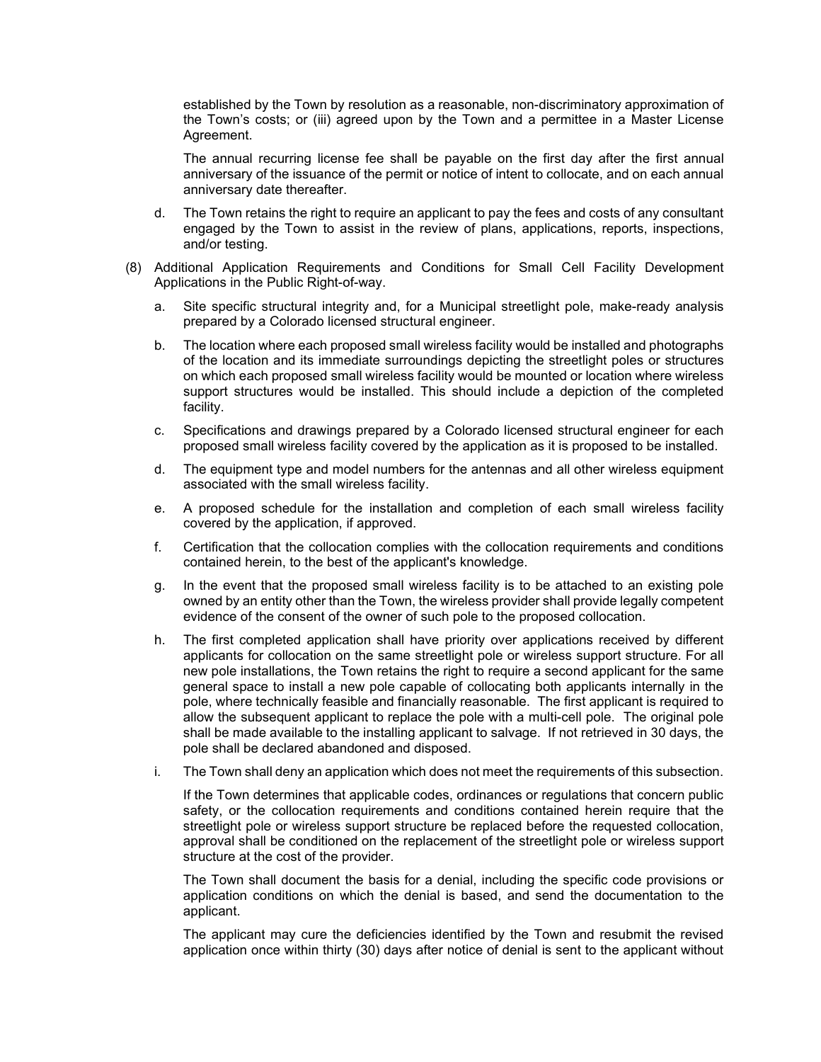established by the Town by resolution as a reasonable, non-discriminatory approximation of the Town's costs; or (iii) agreed upon by the Town and a permittee in a Master License Agreement.

The annual recurring license fee shall be payable on the first day after the first annual anniversary of the issuance of the permit or notice of intent to collocate, and on each annual anniversary date thereafter.

d. The Town retains the right to require an applicant to pay the fees and costs of any consultant engaged by the Town to assist in the review of plans, applications, reports, inspections, and/or testing.

(8) Additional Application Requirements and Conditions for Small Cell Facility Development Applications in the Public Right-of-way.

a. Site specific structural integrity and, for a Municipal streetlight pole, make-ready analysis prepared by a Colorado licensed structural engineer.

b. The location where each proposed small wireless facility would be installed and photographs of the location and its immediate surroundings depicting the streetlight poles or structures on which each proposed small wireless facility would be mounted or location where wireless support structures would be installed. This should include a depiction of the completed facility.

c. Specifications and drawings prepared by a Colorado licensed structural engineer for each proposed small wireless facility covered by the application as it is proposed to be installed.

d. The equipment type and model numbers for the antennas and all other wireless equipment associated with the small wireless facility.

e. A proposed schedule for the installation and completion of each small wireless facility covered by the application, if approved.

f. Certification that the collocation complies with the collocation requirements and conditions contained herein, to the best of the applicant's knowledge.

g. In the event that the proposed small wireless facility is to be attached to an existing pole owned by an entity other than the Town, the wireless provider shall provide legally competent evidence of the consent of the owner of such pole to the proposed collocation.

h. The first completed application shall have priority over applications received by different applicants for collocation on the same streetlight pole or wireless support structure. For all new pole installations, the Town retains the right to require a second applicant for the same general space to install a new pole capable of collocating both applicants internally in the pole, where technically feasible and financially reasonable. The first applicant is required to allow the subsequent applicant to replace the pole with a multi-cell pole. The original pole shall be made available to the installing applicant to salvage. If not retrieved in 30 days, the pole shall be declared abandoned and disposed.

i. The Town shall deny an application which does not meet the requirements of this subsection.

If the Town determines that applicable codes, ordinances or regulations that concern public safety, or the collocation requirements and conditions contained herein require that the streetlight pole or wireless support structure be replaced before the requested collocation, approval shall be conditioned on the replacement of the streetlight pole or wireless support structure at the cost of the provider.

The Town shall document the basis for a denial, including the specific code provisions or application conditions on which the denial is based, and send the documentation to the applicant.

The applicant may cure the deficiencies identified by the Town and resubmit the revised application once within thirty (30) days after notice of denial is sent to the applicant without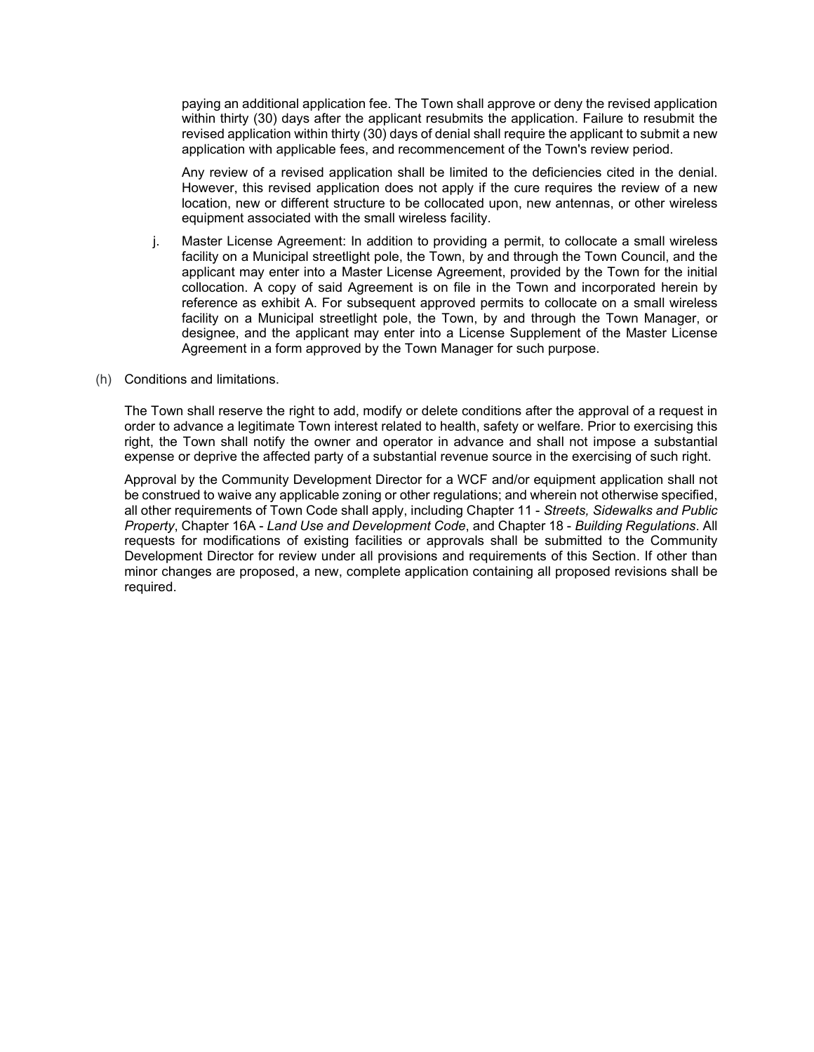paying an additional application fee. The Town shall approve or deny the revised application within thirty (30) days after the applicant resubmits the application. Failure to resubmit the revised application within thirty (30) days of denial shall require the applicant to submit a new application with applicable fees, and recommencement of the Town's review period.

Any review of a revised application shall be limited to the deficiencies cited in the denial. However, this revised application does not apply if the cure requires the review of a new location, new or different structure to be collocated upon, new antennas, or other wireless equipment associated with the small wireless facility.

j. Master License Agreement: In addition to providing a permit, to collocate a small wireless facility on a Municipal streetlight pole, the Town, by and through the Town Council, and the applicant may enter into a Master License Agreement, provided by the Town for the initial collocation. A copy of said Agreement is on file in the Town and incorporated herein by reference as exhibit A. For subsequent approved permits to collocate on a small wireless facility on a Municipal streetlight pole, the Town, by and through the Town Manager, or designee, and the applicant may enter into a License Supplement of the Master License Agreement in a form approved by the Town Manager for such purpose.

(h) Conditions and limitations.

The Town shall reserve the right to add, modify or delete conditions after the approval of a request in order to advance a legitimate Town interest related to health, safety or welfare. Prior to exercising this right, the Town shall notify the owner and operator in advance and shall not impose a substantial expense or deprive the affected party of a substantial revenue source in the exercising of such right.

Approval by the Community Development Director for a WCF and/or equipment application shall not be construed to waive any applicable zoning or other regulations; and wherein not otherwise specified, all other requirements of Town Code shall apply, including Chapter 11 - *Streets, Sidewalks and Public Property*, Chapter 16A - *Land Use and Development Code*, and Chapter 18 - *Building Regulations*. All requests for modifications of existing facilities or approvals shall be submitted to the Community Development Director for review under all provisions and requirements of this Section. If other than minor changes are proposed, a new, complete application containing all proposed revisions shall be required.